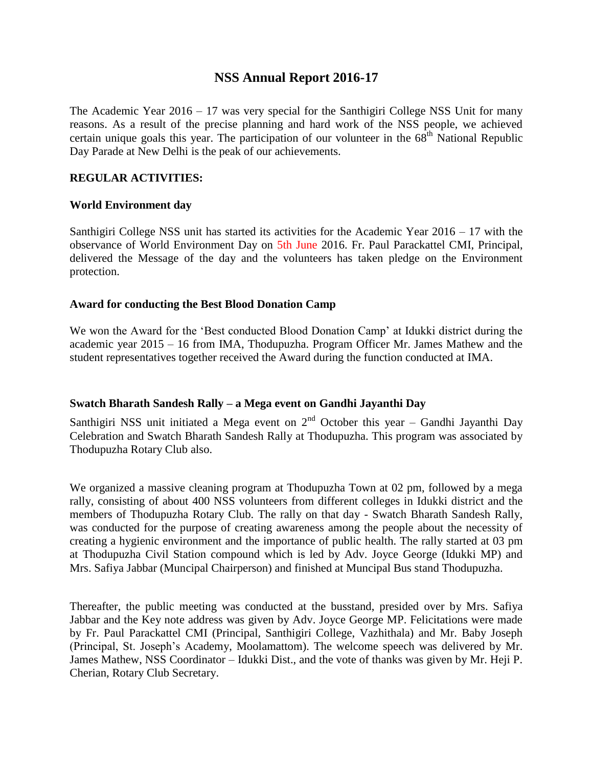# NSS Annual Report 2016-17

The Academic Year 2016 – 17 was very special for the Santhigiri College NSS Unit for many reasons. As a result of the precise planning and hard work of the NSS people, we achieved certain unique goals this year. The participation of our volunteer in the 68th National Republic Day Parade at New Delhi is the peak of our achievements.

## REGULAR ACTIVITIES:

### World Environment day

Santhigiri College NSS unit has started its activities for the Academic Year 2016 – 17 with the observance of World Environment Day on 5th June 2016. Fr. Paul Parackattel CMI, Principal, delivered the Message of the day and the volunteers has taken pledge on the Environment protection.

### Award for conducting the Best Blood Donation Camp

We won the Award for the 'Best conducted Blood Donation Camp' at Idukki district during the academic year 2015 – 16 from IMA, Thodupuzha. Program Officer Mr. James Mathew and the student representatives together received the Award during the function conducted at IMA.

### Swatch Bharath Sandesh Rally – a Mega event on Gandhi Jayanthi Day

Santhigiri NSS unit initiated a Mega event on 2nd October this year – Gandhi Jayanthi Day Celebration and Swatch Bharath Sandesh Rally at Thodupuzha. This program was associated by Thodupuzha Rotary Club also.

We organized a massive cleaning program at Thodupuzha Town at 02 pm, followed by a mega rally, consisting of about 400 NSS volunteers from different colleges in Idukki district and the members of Thodupuzha Rotary Club. The rally on that day - Swatch Bharath Sandesh Rally, was conducted for the purpose of creating awareness among the people about the necessity of creating a hygienic environment and the importance of public health. The rally started at 03 pm at Thodupuzha Civil Station compound which is led by Adv. Joyce George (Idukki MP) and Mrs. Safiya Jabbar (Muncipal Chairperson) and finished at Muncipal Bus stand Thodupuzha.

Thereafter, the public meeting was conducted at the busstand, presided over by Mrs. Safiya Jabbar and the Key note address was given by Adv. Joyce George MP. Felicitations were made by Fr. Paul Parackattel CMI (Principal, Santhigiri College, Vazhithala) and Mr. Baby Joseph (Principal, St. Joseph's Academy, Moolamattom). The welcome speech was delivered by Mr. James Mathew, NSS Coordinator – Idukki Dist., and the vote of thanks was given by Mr. Heji P. Cherian, Rotary Club Secretary.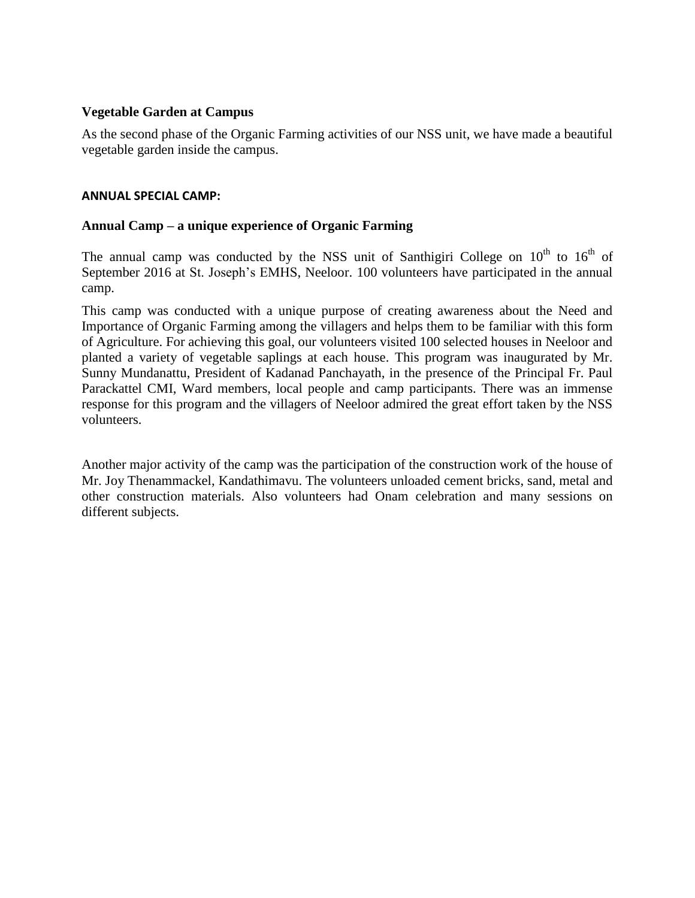**Vegetable Garden at Campus**

As the second phase of the Organic Farming activities of our NSS unit, we have made a beautiful vegetable garden inside the campus.

**ANNUAL SPECIAL CAMP:**

**Annual Camp – a unique experience of Organic Farming**

The annual camp was conducted by the NSS unit of Santhigiri College on 10th to 16th of September 2016 at St. Joseph's EMHS, Neeloor. 100 volunteers have participated in the annual camp.

This camp was conducted with a unique purpose of creating awareness about the Need and Importance of Organic Farming among the villagers and helps them to be familiar with this form of Agriculture. For achieving this goal, our volunteers visited 100 selected houses in Neeloor and planted a variety of vegetable saplings at each house. This program was inaugurated by Mr. Sunny Mundanattu, President of Kadanad Panchayath, in the presence of the Principal Fr. Paul Parackattel CMI, Ward members, local people and camp participants. There was an immense response for this program and the villagers of Neeloor admired the great effort taken by the NSS volunteers.

Another major activity of the camp was the participation of the construction work of the house of Mr. Joy Thenammackel, Kandathimavu. The volunteers unloaded cement bricks, sand, metal and other construction materials. Also volunteers had Onam celebration and many sessions on different subjects.